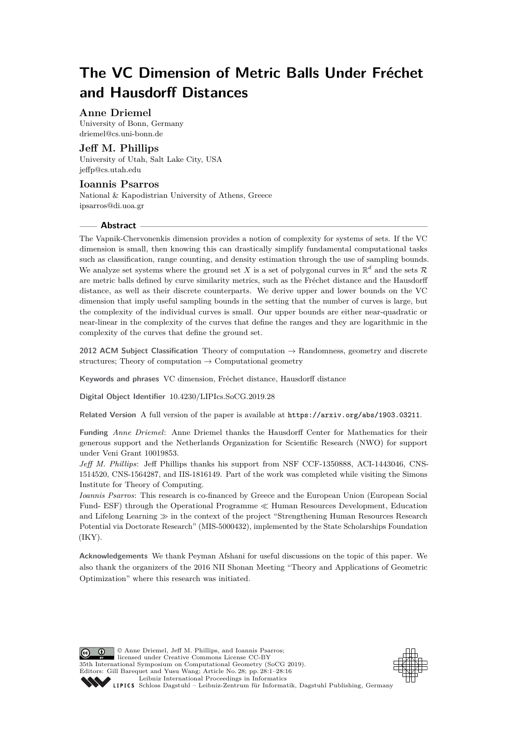# The VC Dimension of Metric Balls Under Fréchet and Hausdorff Distances

**Anne Driemel**
University of Bonn, Germany
driemel@cs.uni-bonn.de

**Jeff M. Phillips**
University of Utah, Salt Lake City, USA
jeffp@cs.utah.edu

**Ioannis Psarros**
National & Kapodistrian University of Athens, Greece
ipsarros@di.uoa.gr

## Abstract

The Vapnik-Chervonenkis dimension provides a notion of complexity for systems of sets. If the VC dimension is small, then knowing this can drastically simplify fundamental computational tasks such as classification, range counting, and density estimation through the use of sampling bounds. We analyze set systems where the ground set $X$ is a set of polygonal curves in $\mathbb{R}^d$ and the sets $\mathcal{R}$ are metric balls defined by curve similarity metrics, such as the Fréchet distance and the Hausdorff distance, as well as their discrete counterparts. We derive upper and lower bounds on the VC dimension that imply useful sampling bounds in the setting that the number of curves is large, but the complexity of the individual curves is small. Our upper bounds are either near-quadratic or near-linear in the complexity of the curves that define the ranges and they are logarithmic in the complexity of the curves that define the ground set.

**2012 ACM Subject Classification** Theory of computation → Randomness, geometry and discrete structures; Theory of computation → Computational geometry

**Keywords and phrases** VC dimension, Fréchet distance, Hausdorff distance

**Digital Object Identifier** 10.4230/LIPIcs.SoCG.2019.28

**Related Version** A full version of the paper is available at https://arxiv.org/abs/1903.03211.

**Funding** *Anne Driemel*: Anne Driemel thanks the Hausdorff Center for Mathematics for their generous support and the Netherlands Organization for Scientific Research (NWO) for support under Veni Grant 10019853.
*Jeff M. Phillips*: Jeff Phillips thanks his support from NSF CCF-1350888, ACI-1443046, CNS-1514520, CNS-1564287, and IIS-1816149. Part of the work was completed while visiting the Simons Institute for Theory of Computing.
*Ioannis Psarros*: This research is co-financed by Greece and the European Union (European Social Fund- ESF) through the Operational Programme ≪ Human Resources Development, Education and Lifelong Learning ≫ in the context of the project "Strengthening Human Resources Research Potential via Doctorate Research" (MIS-5000432), implemented by the State Scholarships Foundation (IKY).

**Acknowledgements** We thank Peyman Afshani for useful discussions on the topic of this paper. We also thank the organizers of the 2016 NII Shonan Meeting "Theory and Applications of Geometric Optimization" where this research was initiated.

© Anne Driemel, Jeff M. Phillips, and Ioannis Psarros; licensed under Creative Commons License CC-BY
35th International Symposium on Computational Geometry (SoCG 2019).
Editors: Gill Barequet and Yusu Wang; Article No. 28; pp. 28:1–28:16
Leibniz International Proceedings in Informatics
LIPICS Schloss Dagstuhl – Leibniz-Zentrum für Informatik, Dagstuhl Publishing, Germany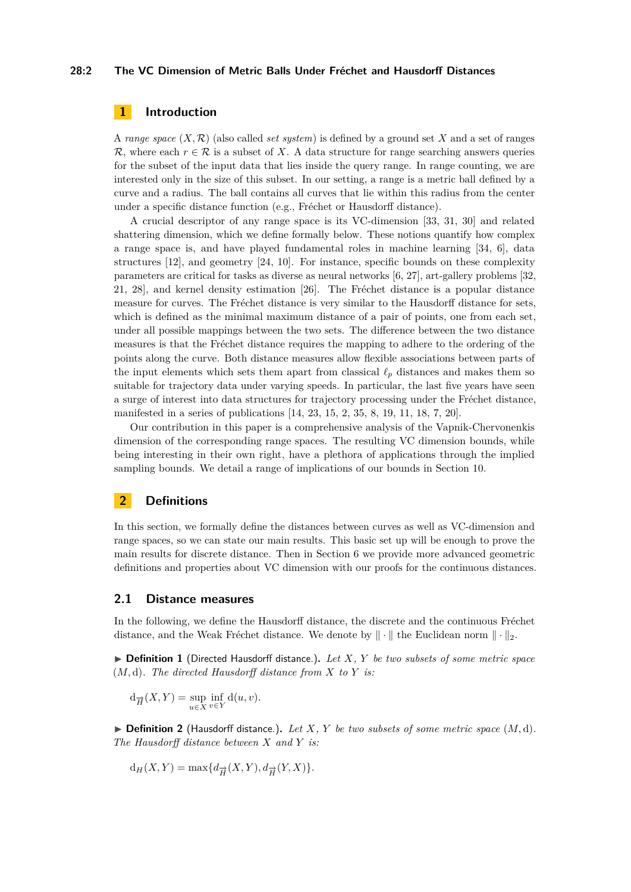## 1 Introduction

A *range space* $(X, \mathcal{R})$ (also called *set system*) is defined by a ground set $X$ and a set of ranges $\mathcal{R}$, where each $r \in \mathcal{R}$ is a subset of $X$. A data structure for range searching answers queries for the subset of the input data that lies inside the query range. In range counting, we are interested only in the size of this subset. In our setting, a range is a metric ball defined by a curve and a radius. The ball contains all curves that lie within this radius from the center under a specific distance function (e.g., Fréchet or Hausdorff distance).

A crucial descriptor of any range space is its VC-dimension [33, 31, 30] and related shattering dimension, which we define formally below. These notions quantify how complex a range space is, and have played fundamental roles in machine learning [34, 6], data structures [12], and geometry [24, 10]. For instance, specific bounds on these complexity parameters are critical for tasks as diverse as neural networks [6, 27], art-gallery problems [32, 21, 28], and kernel density estimation [26]. The Fréchet distance is a popular distance measure for curves. The Fréchet distance is very similar to the Hausdorff distance for sets, which is defined as the minimal maximum distance of a pair of points, one from each set, under all possible mappings between the two sets. The difference between the two distance measures is that the Fréchet distance requires the mapping to adhere to the ordering of the points along the curve. Both distance measures allow flexible associations between parts of the input elements which sets them apart from classical $\ell_p$ distances and makes them so suitable for trajectory data under varying speeds. In particular, the last five years have seen a surge of interest into data structures for trajectory processing under the Fréchet distance, manifested in a series of publications [14, 23, 15, 2, 35, 8, 19, 11, 18, 7, 20].

Our contribution in this paper is a comprehensive analysis of the Vapnik-Chervonenkis dimension of the corresponding range spaces. The resulting VC dimension bounds, while being interesting in their own right, have a plethora of applications through the implied sampling bounds. We detail a range of implications of our bounds in Section 10.

## 2 Definitions

In this section, we formally define the distances between curves as well as VC-dimension and range spaces, so we can state our main results. This basic set up will be enough to prove the main results for discrete distance. Then in Section 6 we provide more advanced geometric definitions and properties about VC dimension with our proofs for the continuous distances.

### 2.1 Distance measures

In the following, we define the Hausdorff distance, the discrete and the continuous Fréchet distance, and the Weak Fréchet distance. We denote by $\|\cdot\|$ the Euclidean norm $\|\cdot\|_2$.

▶ **Definition 1** (Directed Hausdorff distance.). *Let $X$, $Y$ be two subsets of some metric space $(M, \mathrm{d})$. The directed Hausdorff distance from $X$ to $Y$ is:*

$$\mathrm{d}_{\overrightarrow{H}}(X, Y) = \sup_{u \in X} \inf_{v \in Y} \mathrm{d}(u, v).$$

▶ **Definition 2** (Hausdorff distance.). *Let $X$, $Y$ be two subsets of some metric space $(M, \mathrm{d})$. The Hausdorff distance between $X$ and $Y$ is:*

$$\mathrm{d}_H(X, Y) = \max\{d_{\overrightarrow{H}}(X, Y), d_{\overrightarrow{H}}(Y, X)\}.$$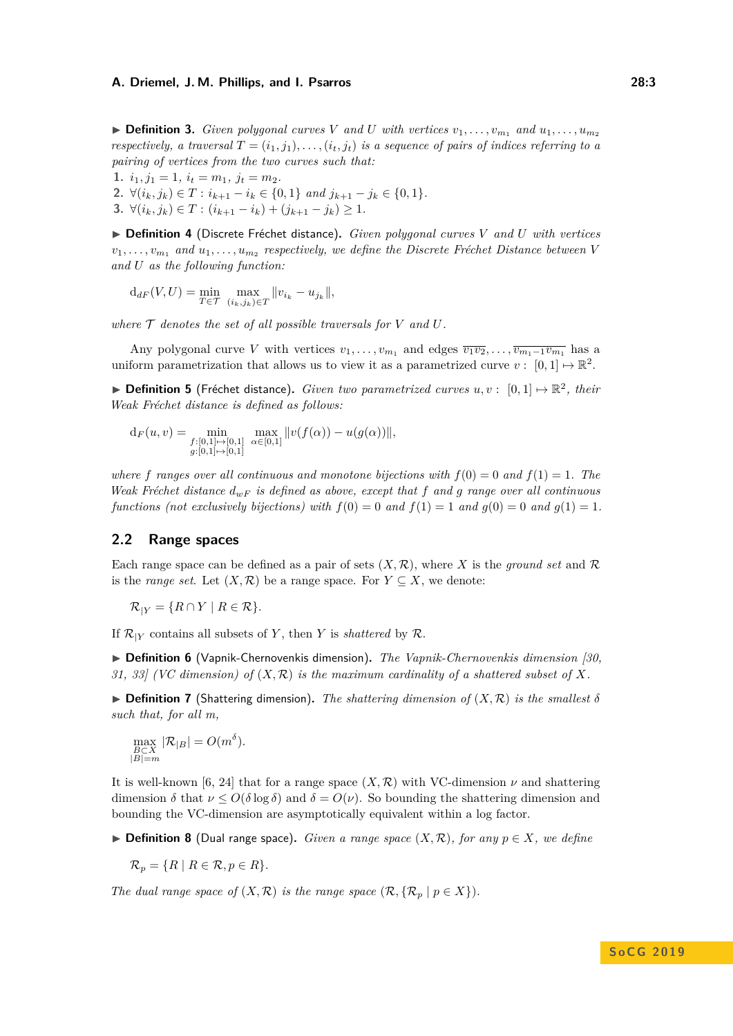▶ **Definition 3.** *Given polygonal curves $V$ and $U$ with vertices $v_1, \dots, v_{m_1}$ and $u_1, \dots, u_{m_2}$ respectively, a traversal $T = (i_1, j_1), \dots, (i_t, j_t)$ is a sequence of pairs of indices referring to a pairing of vertices from the two curves such that:*

1. $i_1, j_1 = 1$, $i_t = m_1$, $j_t = m_2$.
2. $\forall (i_k, j_k) \in T : i_{k+1} - i_k \in \{0, 1\}$ *and* $j_{k+1} - j_k \in \{0, 1\}$.
3. $\forall (i_k, j_k) \in T : (i_{k+1} - i_k) + (j_{k+1} - j_k) \geq 1$.

▶ **Definition 4** (Discrete Fréchet distance)**.** *Given polygonal curves $V$ and $U$ with vertices $v_1, \dots, v_{m_1}$ and $u_1, \dots, u_{m_2}$ respectively, we define the Discrete Fréchet Distance between $V$ and $U$ as the following function:*

$$\mathrm{d}_{dF}(V, U) = \min_{T \in \mathcal{T}} \max_{(i_k, j_k) \in T} \|v_{i_k} - u_{j_k}\|,$$

*where $\mathcal{T}$ denotes the set of all possible traversals for $V$ and $U$.*

Any polygonal curve $V$ with vertices $v_1, \dots, v_{m_1}$ and edges $\overline{v_1 v_2}, \dots, \overline{v_{m_1-1} v_{m_1}}$ has a uniform parametrization that allows us to view it as a parametrized curve $v : [0, 1] \mapsto \mathbb{R}^2$.

▶ **Definition 5** (Fréchet distance)**.** *Given two parametrized curves $u, v : [0, 1] \mapsto \mathbb{R}^2$, their Weak Fréchet distance is defined as follows:*

$$\mathrm{d}_F(u, v) = \min_{\substack{f:[0,1] \mapsto [0,1] \\ g:[0,1] \mapsto [0,1]}} \max_{\alpha \in [0,1]} \|v(f(\alpha)) - u(g(\alpha))\|,$$

*where $f$ ranges over all continuous and monotone bijections with $f(0) = 0$ and $f(1) = 1$. The Weak Fréchet distance $d_{wF}$ is defined as above, except that $f$ and $g$ range over all continuous functions (not exclusively bijections) with $f(0) = 0$ and $f(1) = 1$ and $g(0) = 0$ and $g(1) = 1$.*

## 2.2 Range spaces

Each range space can be defined as a pair of sets $(X, \mathcal{R})$, where $X$ is the *ground set* and $\mathcal{R}$ is the *range set*. Let $(X, \mathcal{R})$ be a range space. For $Y \subseteq X$, we denote:

$$\mathcal{R}_{|Y} = \{R \cap Y \mid R \in \mathcal{R}\}.$$

If $\mathcal{R}_{|Y}$ contains all subsets of $Y$, then $Y$ is *shattered* by $\mathcal{R}$.

▶ **Definition 6** (Vapnik-Chernovenkis dimension)**.** *The Vapnik-Chernovenkis dimension [30, 31, 33] (VC dimension) of $(X, \mathcal{R})$ is the maximum cardinality of a shattered subset of $X$.*

▶ **Definition 7** (Shattering dimension)**.** *The shattering dimension of $(X, \mathcal{R})$ is the smallest $\delta$ such that, for all $m$,*

$$\max_{\substack{B \subset X \\ |B| = m}} |\mathcal{R}_{|B}| = O(m^\delta).$$

It is well-known [6, 24] that for a range space $(X, \mathcal{R})$ with VC-dimension $\nu$ and shattering dimension $\delta$ that $\nu \leq O(\delta \log \delta)$ and $\delta = O(\nu)$. So bounding the shattering dimension and bounding the VC-dimension are asymptotically equivalent within a log factor.

▶ **Definition 8** (Dual range space)**.** *Given a range space $(X, \mathcal{R})$, for any $p \in X$, we define*

$$\mathcal{R}_p = \{R \mid R \in \mathcal{R}, p \in R\}.$$

*The dual range space of $(X, \mathcal{R})$ is the range space $(\mathcal{R}, \{\mathcal{R}_p \mid p \in X\})$.*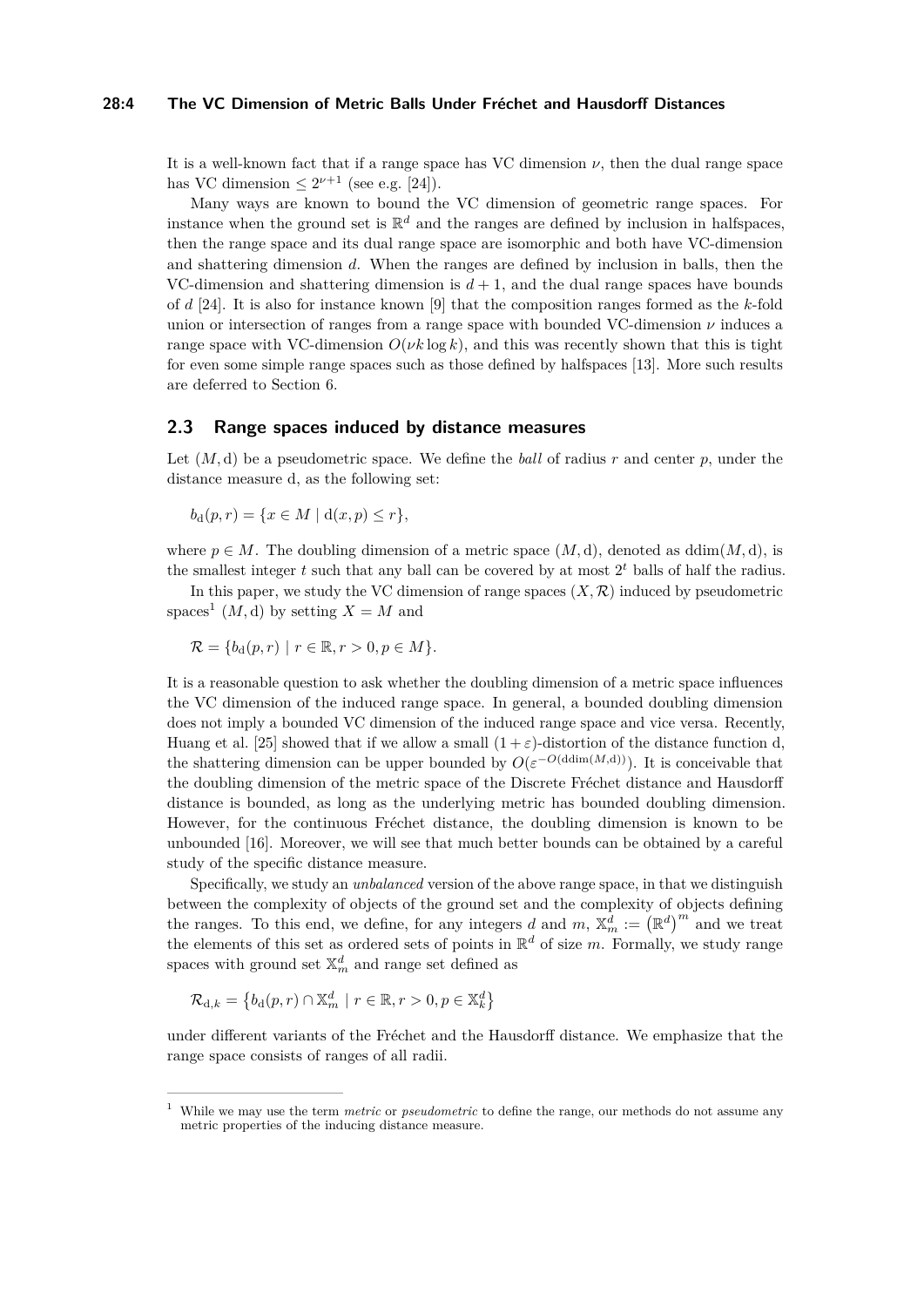It is a well-known fact that if a range space has VC dimension $\nu$, then the dual range space has VC dimension $\leq 2^{\nu+1}$ (see e.g. [24]).

Many ways are known to bound the VC dimension of geometric range spaces. For instance when the ground set is $\mathbb{R}^d$ and the ranges are defined by inclusion in halfspaces, then the range space and its dual range space are isomorphic and both have VC-dimension and shattering dimension $d$. When the ranges are defined by inclusion in balls, then the VC-dimension and shattering dimension is $d+1$, and the dual range spaces have bounds of $d$ [24]. It is also for instance known [9] that the composition ranges formed as the $k$-fold union or intersection of ranges from a range space with bounded VC-dimension $\nu$ induces a range space with VC-dimension $O(\nu k \log k)$, and this was recently shown that this is tight for even some simple range spaces such as those defined by halfspaces [13]. More such results are deferred to Section 6.

## 2.3 Range spaces induced by distance measures

Let $(M, \mathrm{d})$ be a pseudometric space. We define the *ball* of radius $r$ and center $p$, under the distance measure d, as the following set:

$$b_{\mathrm{d}}(p,r) = \{x \in M \mid \mathrm{d}(x,p) \leq r\},$$

where $p \in M$. The doubling dimension of a metric space $(M, \mathrm{d})$, denoted as $\mathrm{ddim}(M, \mathrm{d})$, is the smallest integer $t$ such that any ball can be covered by at most $2^t$ balls of half the radius.

In this paper, we study the VC dimension of range spaces $(X, \mathcal{R})$ induced by pseudometric spaces[1] $(M, \mathrm{d})$ by setting $X = M$ and

$$\mathcal{R} = \{b_{\mathrm{d}}(p,r) \mid r \in \mathbb{R}, r > 0, p \in M\}.$$

It is a reasonable question to ask whether the doubling dimension of a metric space influences the VC dimension of the induced range space. In general, a bounded doubling dimension does not imply a bounded VC dimension of the induced range space and vice versa. Recently, Huang et al. [25] showed that if we allow a small $(1+\varepsilon)$-distortion of the distance function d, the shattering dimension can be upper bounded by $O(\varepsilon^{-O(\mathrm{ddim}(M,\mathrm{d}))})$. It is conceivable that the doubling dimension of the metric space of the Discrete Fréchet distance and Hausdorff distance is bounded, as long as the underlying metric has bounded doubling dimension. However, for the continuous Fréchet distance, the doubling dimension is known to be unbounded [16]. Moreover, we will see that much better bounds can be obtained by a careful study of the specific distance measure.

Specifically, we study an *unbalanced* version of the above range space, in that we distinguish between the complexity of objects of the ground set and the complexity of objects defining the ranges. To this end, we define, for any integers $d$ and $m$, $\mathbb{X}^d_m := \left(\mathbb{R}^d\right)^m$ and we treat the elements of this set as ordered sets of points in $\mathbb{R}^d$ of size $m$. Formally, we study range spaces with ground set $\mathbb{X}^d_m$ and range set defined as

$$\mathcal{R}_{\mathrm{d},k} = \left\{b_{\mathrm{d}}(p,r) \cap \mathbb{X}^d_m \mid r \in \mathbb{R}, r > 0, p \in \mathbb{X}^d_k\right\}$$

under different variants of the Fréchet and the Hausdorff distance. We emphasize that the range space consists of ranges of all radii.

---

[1] While we may use the term *metric* or *pseudometric* to define the range, our methods do not assume any metric properties of the inducing distance measure.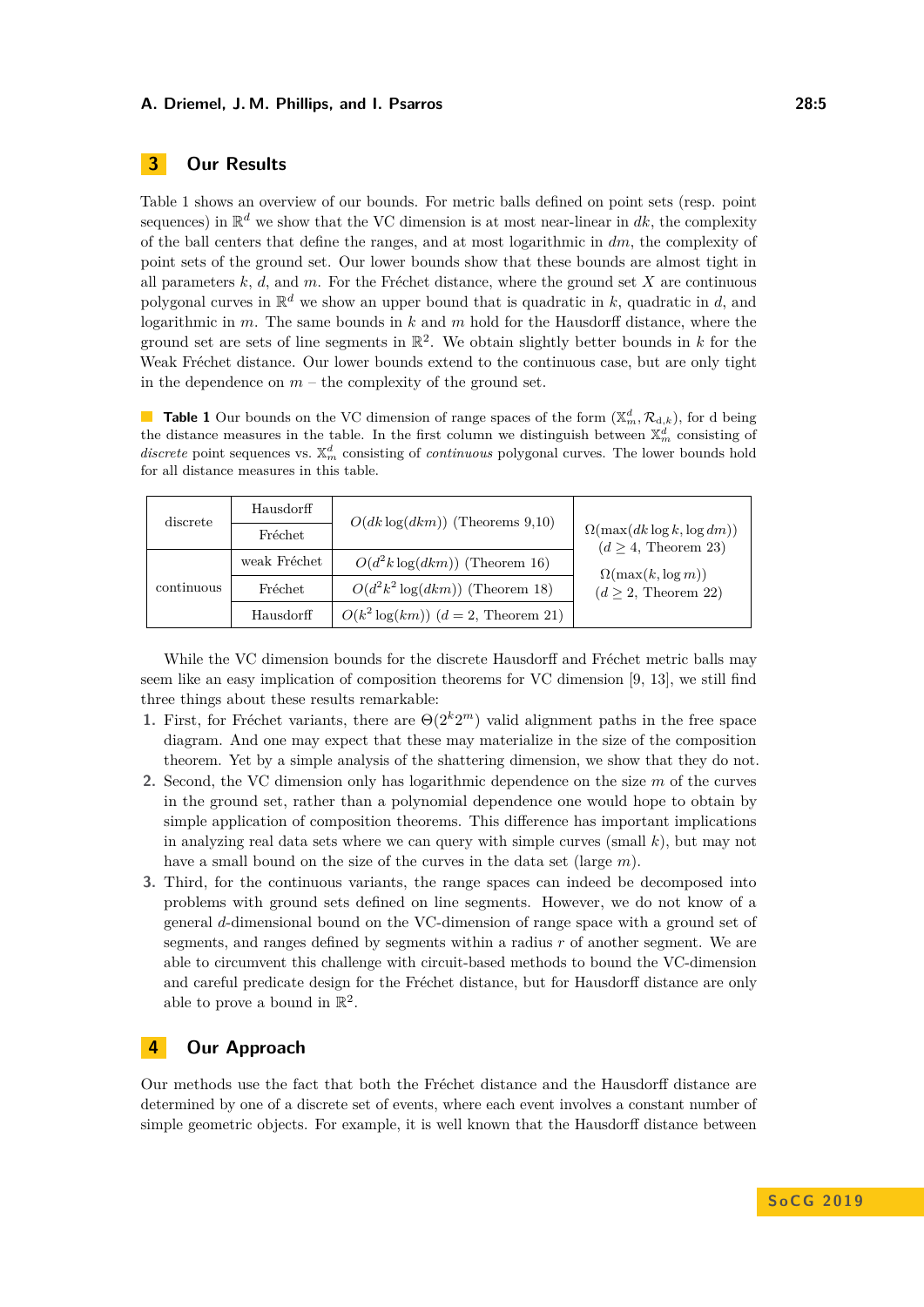## 3 Our Results

Table 1 shows an overview of our bounds. For metric balls defined on point sets (resp. point sequences) in $\mathbb{R}^d$ we show that the VC dimension is at most near-linear in $dk$, the complexity of the ball centers that define the ranges, and at most logarithmic in $dm$, the complexity of point sets of the ground set. Our lower bounds show that these bounds are almost tight in all parameters $k$, $d$, and $m$. For the Fréchet distance, where the ground set $X$ are continuous polygonal curves in $\mathbb{R}^d$ we show an upper bound that is quadratic in $k$, quadratic in $d$, and logarithmic in $m$. The same bounds in $k$ and $m$ hold for the Hausdorff distance, where the ground set are sets of line segments in $\mathbb{R}^2$. We obtain slightly better bounds in $k$ for the Weak Fréchet distance. Our lower bounds extend to the continuous case, but are only tight in the dependence on $m$ – the complexity of the ground set.

**Table 1** Our bounds on the VC dimension of range spaces of the form $(\mathbb{X}_m^d, \mathcal{R}_{d,k})$, for d being the distance measures in the table. In the first column we distinguish between $\mathbb{X}_m^d$ consisting of *discrete* point sequences vs. $\mathbb{X}_m^d$ consisting of *continuous* polygonal curves. The lower bounds hold for all distance measures in this table.

| | | Upper bound | Lower bound |
|---|---|---|---|
| discrete | Hausdorff | $O(dk\log(dkm))$ (Theorems 9,10) | $\Omega(\max(dk\log k, \log dm))$ ($d \geq 4$, Theorem 23) $\Omega(\max(k, \log m))$ ($d \geq 2$, Theorem 22) |
| | Fréchet | | |
| continuous | weak Fréchet | $O(d^2 k\log(dkm))$ (Theorem 16) | |
| | Fréchet | $O(d^2k^2\log(dkm))$ (Theorem 18) | |
| | Hausdorff | $O(k^2\log(km))$ ($d=2$, Theorem 21) | |

While the VC dimension bounds for the discrete Hausdorff and Fréchet metric balls may seem like an easy implication of composition theorems for VC dimension [9, 13], we still find three things about these results remarkable:

1. First, for Fréchet variants, there are $\Theta(2^k 2^m)$ valid alignment paths in the free space diagram. And one may expect that these may materialize in the size of the composition theorem. Yet by a simple analysis of the shattering dimension, we show that they do not.
2. Second, the VC dimension only has logarithmic dependence on the size $m$ of the curves in the ground set, rather than a polynomial dependence one would hope to obtain by simple application of composition theorems. This difference has important implications in analyzing real data sets where we can query with simple curves (small $k$), but may not have a small bound on the size of the curves in the data set (large $m$).
3. Third, for the continuous variants, the range spaces can indeed be decomposed into problems with ground sets defined on line segments. However, we do not know of a general $d$-dimensional bound on the VC-dimension of range space with a ground set of segments, and ranges defined by segments within a radius $r$ of another segment. We are able to circumvent this challenge with circuit-based methods to bound the VC-dimension and careful predicate design for the Fréchet distance, but for Hausdorff distance are only able to prove a bound in $\mathbb{R}^2$.

## 4 Our Approach

Our methods use the fact that both the Fréchet distance and the Hausdorff distance are determined by one of a discrete set of events, where each event involves a constant number of simple geometric objects. For example, it is well known that the Hausdorff distance between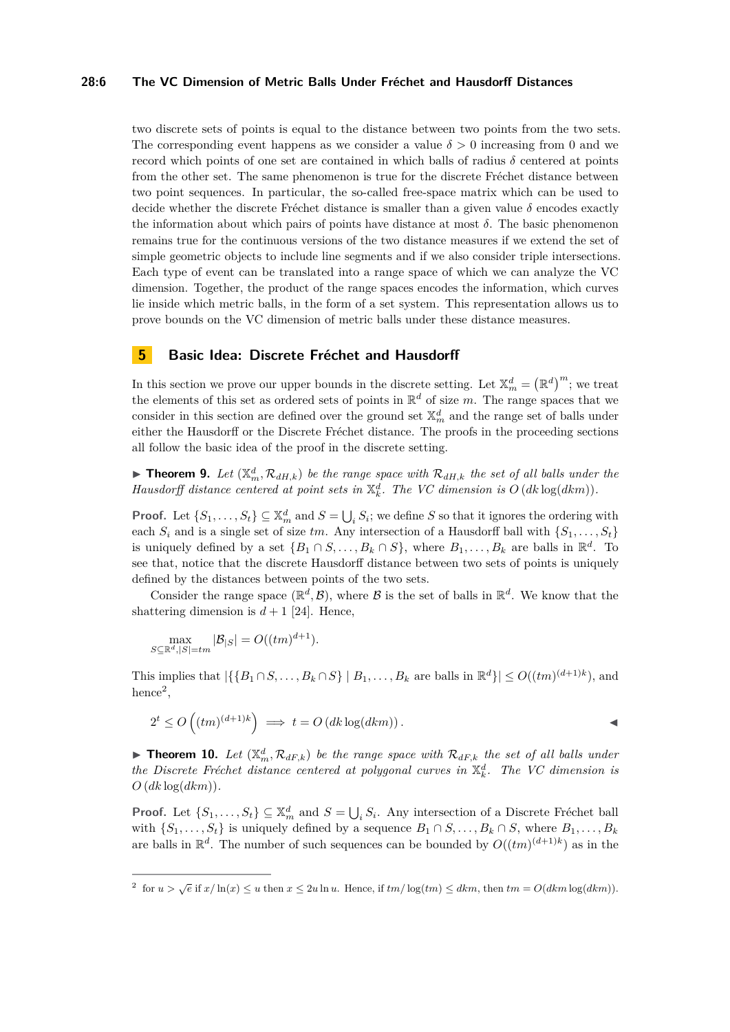two discrete sets of points is equal to the distance between two points from the two sets. The corresponding event happens as we consider a value $\delta > 0$ increasing from 0 and we record which points of one set are contained in which balls of radius $\delta$ centered at points from the other set. The same phenomenon is true for the discrete Fréchet distance between two point sequences. In particular, the so-called free-space matrix which can be used to decide whether the discrete Fréchet distance is smaller than a given value $\delta$ encodes exactly the information about which pairs of points have distance at most $\delta$. The basic phenomenon remains true for the continuous versions of the two distance measures if we extend the set of simple geometric objects to include line segments and if we also consider triple intersections. Each type of event can be translated into a range space of which we can analyze the VC dimension. Together, the product of the range spaces encodes the information, which curves lie inside which metric balls, in the form of a set system. This representation allows us to prove bounds on the VC dimension of metric balls under these distance measures.

## 5 Basic Idea: Discrete Fréchet and Hausdorff

In this section we prove our upper bounds in the discrete setting. Let $\mathbb{X}_m^d = \left(\mathbb{R}^d\right)^m$; we treat the elements of this set as ordered sets of points in $\mathbb{R}^d$ of size $m$. The range spaces that we consider in this section are defined over the ground set $\mathbb{X}_m^d$ and the range set of balls under either the Hausdorff or the Discrete Fréchet distance. The proofs in the proceeding sections all follow the basic idea of the proof in the discrete setting.

▶ **Theorem 9.** *Let $(\mathbb{X}_m^d, \mathcal{R}_{dH,k})$ be the range space with $\mathcal{R}_{dH,k}$ the set of all balls under the Hausdorff distance centered at point sets in $\mathbb{X}_k^d$. The VC dimension is $O\left(dk\log(dkm)\right)$.*

**Proof.** Let $\{S_1, \ldots, S_t\} \subseteq \mathbb{X}_m^d$ and $S = \bigcup_i S_i$; we define $S$ so that it ignores the ordering with each $S_i$ and is a single set of size $tm$. Any intersection of a Hausdorff ball with $\{S_1, \ldots, S_t\}$ is uniquely defined by a set $\{B_1 \cap S, \ldots, B_k \cap S\}$, where $B_1, \ldots, B_k$ are balls in $\mathbb{R}^d$. To see that, notice that the discrete Hausdorff distance between two sets of points is uniquely defined by the distances between points of the two sets.

Consider the range space $(\mathbb{R}^d, \mathcal{B})$, where $\mathcal{B}$ is the set of balls in $\mathbb{R}^d$. We know that the shattering dimension is $d+1$ [24]. Hence,

$$\max_{S \subseteq \mathbb{R}^d, |S| = tm} |\mathcal{B}_{|S}| = O((tm)^{d+1}).$$

This implies that $|\{\{B_1 \cap S, \ldots, B_k \cap S\} \mid B_1, \ldots, B_k \text{ are balls in } \mathbb{R}^d\}| \leq O((tm)^{(d+1)k})$, and hence[2],

$$2^t \leq O\left((tm)^{(d+1)k}\right) \implies t = O\left(dk\log(dkm)\right).$$ ◀

▶ **Theorem 10.** *Let $(\mathbb{X}_m^d, \mathcal{R}_{dF,k})$ be the range space with $\mathcal{R}_{dF,k}$ the set of all balls under the Discrete Fréchet distance centered at polygonal curves in $\mathbb{X}_k^d$. The VC dimension is $O\left(dk\log(dkm)\right)$.*

**Proof.** Let $\{S_1, \ldots, S_t\} \subseteq \mathbb{X}_m^d$ and $S = \bigcup_i S_i$. Any intersection of a Discrete Fréchet ball with $\{S_1, \ldots, S_t\}$ is uniquely defined by a sequence $B_1 \cap S, \ldots, B_k \cap S$, where $B_1, \ldots, B_k$ are balls in $\mathbb{R}^d$. The number of such sequences can be bounded by $O((tm)^{(d+1)k})$ as in the

[2] for $u > \sqrt{e}$ if $x/\ln(x) \leq u$ then $x \leq 2u\ln u$. Hence, if $tm/\log(tm) \leq dkm$, then $tm = O(dkm\log(dkm))$.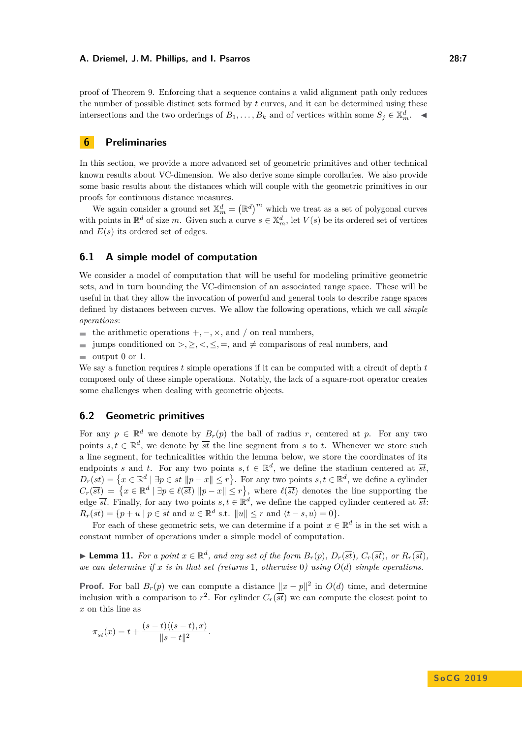proof of Theorem 9. Enforcing that a sequence contains a valid alignment path only reduces the number of possible distinct sets formed by $t$ curves, and it can be determined using these intersections and the two orderings of $B_1, \ldots, B_k$ and of vertices within some $S_j \in \mathbb{X}_m^d$. ◀

# 6 Preliminaries

In this section, we provide a more advanced set of geometric primitives and other technical known results about VC-dimension. We also derive some simple corollaries. We also provide some basic results about the distances which will couple with the geometric primitives in our proofs for continuous distance measures.

We again consider a ground set $\mathbb{X}_m^d = \left(\mathbb{R}^d\right)^m$ which we treat as a set of polygonal curves with points in $\mathbb{R}^d$ of size $m$. Given such a curve $s \in \mathbb{X}_m^d$, let $V(s)$ be its ordered set of vertices and $E(s)$ its ordered set of edges.

## 6.1 A simple model of computation

We consider a model of computation that will be useful for modeling primitive geometric sets, and in turn bounding the VC-dimension of an associated range space. These will be useful in that they allow the invocation of powerful and general tools to describe range spaces defined by distances between curves. We allow the following operations, which we call *simple operations*:

- the arithmetic operations $+, -, \times$, and $/$ on real numbers,
- jumps conditioned on $>, \geq, <, \leq, =$, and $\neq$ comparisons of real numbers, and
- output 0 or 1.

We say a function requires $t$ simple operations if it can be computed with a circuit of depth $t$ composed only of these simple operations. Notably, the lack of a square-root operator creates some challenges when dealing with geometric objects.

## 6.2 Geometric primitives

For any $p \in \mathbb{R}^d$ we denote by $B_r(p)$ the ball of radius $r$, centered at $p$. For any two points $s, t \in \mathbb{R}^d$, we denote by $\overline{st}$ the line segment from $s$ to $t$. Whenever we store such a line segment, for technicalities within the lemma below, we store the coordinates of its endpoints $s$ and $t$. For any two points $s, t \in \mathbb{R}^d$, we define the stadium centered at $\overline{st}$, $D_r(\overline{st}) = \left\{x \in \mathbb{R}^d \mid \exists p \in \overline{st} \; \|p - x\| \leq r\right\}$. For any two points $s, t \in \mathbb{R}^d$, we define a cylinder $C_r(\overline{st}) = \left\{x \in \mathbb{R}^d \mid \exists p \in \ell(\overline{st}) \; \|p - x\| \leq r\right\}$, where $\ell(\overline{st})$ denotes the line supporting the edge $\overline{st}$. Finally, for any two points $s, t \in \mathbb{R}^d$, we define the capped cylinder centered at $\overline{st}$: $R_r(\overline{st}) = \{p + u \mid p \in \overline{st} \text{ and } u \in \mathbb{R}^d \text{ s.t. } \|u\| \leq r \text{ and } \langle t - s, u\rangle = 0\}$.

For each of these geometric sets, we can determine if a point $x \in \mathbb{R}^d$ is in the set with a constant number of operations under a simple model of computation.

▶ **Lemma 11.** *For a point $x \in \mathbb{R}^d$, and any set of the form $B_r(p)$, $D_r(\overline{st})$, $C_r(\overline{st})$, or $R_r(\overline{st})$, we can determine if $x$ is in that set (returns 1, otherwise 0) using $O(d)$ simple operations.*

**Proof.** For ball $B_r(p)$ we can compute a distance $\|x - p\|^2$ in $O(d)$ time, and determine inclusion with a comparison to $r^2$. For cylinder $C_r(\overline{st})$ we can compute the closest point to $x$ on this line as

$$\pi_{\overline{st}}(x) = t + \frac{(s-t)\langle (s-t), x\rangle}{\|s-t\|^2}.$$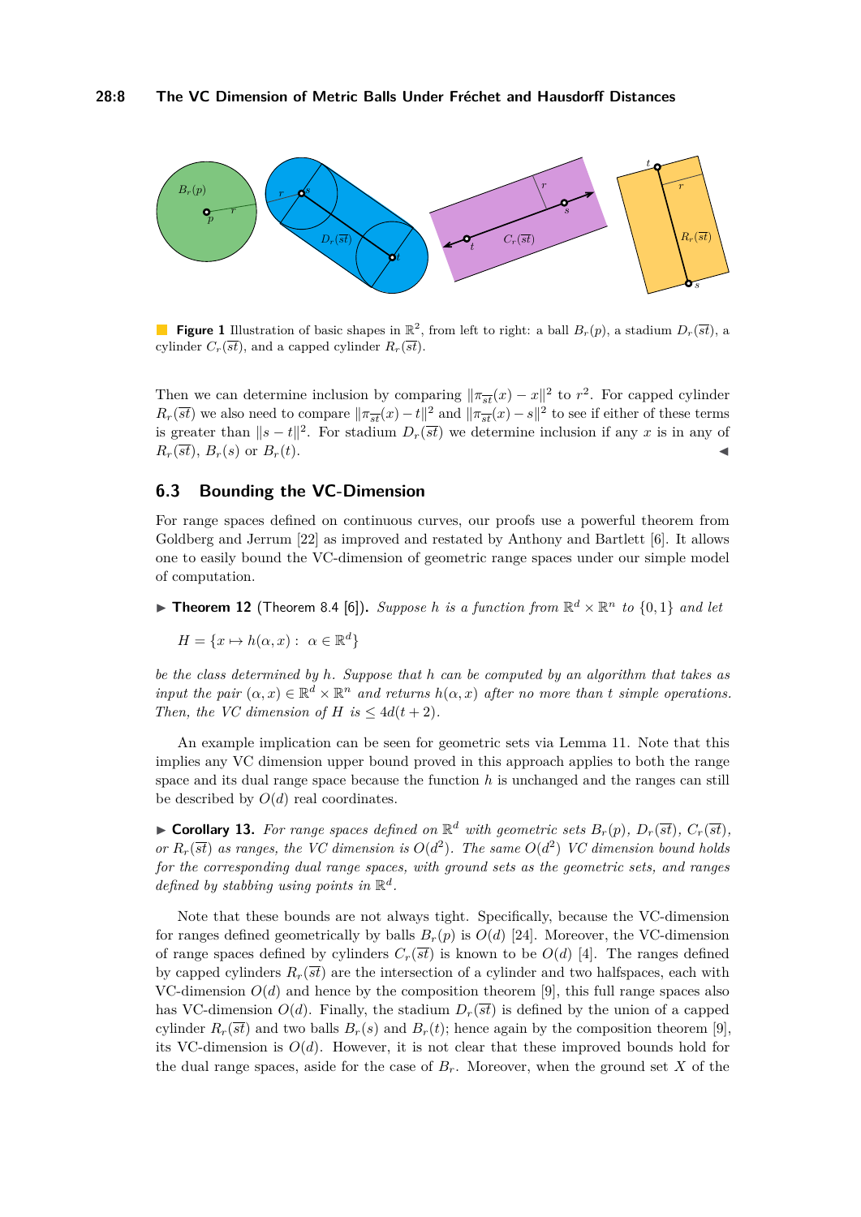**Figure 1** Illustration of basic shapes in $\mathbb{R}^2$, from left to right: a ball $B_r(p)$, a stadium $D_r(\overline{st})$, a cylinder $C_r(\overline{st})$, and a capped cylinder $R_r(\overline{st})$.

Then we can determine inclusion by comparing $\|\pi_{\overline{st}}(x) - x\|^2$ to $r^2$. For capped cylinder $R_r(\overline{st})$ we also need to compare $\|\pi_{\overline{st}}(x) - t\|^2$ and $\|\pi_{\overline{st}}(x) - s\|^2$ to see if either of these terms is greater than $\|s - t\|^2$. For stadium $D_r(\overline{st})$ we determine inclusion if any $x$ is in any of $R_r(\overline{st})$, $B_r(s)$ or $B_r(t)$. ◀

## 6.3 Bounding the VC-Dimension

For range spaces defined on continuous curves, our proofs use a powerful theorem from Goldberg and Jerrum [22] as improved and restated by Anthony and Bartlett [6]. It allows one to easily bound the VC-dimension of geometric range spaces under our simple model of computation.

▶ **Theorem 12** (Theorem 8.4 [6]). *Suppose $h$ is a function from $\mathbb{R}^d \times \mathbb{R}^n$ to $\{0, 1\}$ and let*

$$H = \{x \mapsto h(\alpha, x) : \ \alpha \in \mathbb{R}^d\}$$

*be the class determined by $h$. Suppose that $h$ can be computed by an algorithm that takes as input the pair $(\alpha, x) \in \mathbb{R}^d \times \mathbb{R}^n$ and returns $h(\alpha, x)$ after no more than $t$ simple operations. Then, the VC dimension of $H$ is $\leq 4d(t + 2)$.*

An example implication can be seen for geometric sets via Lemma 11. Note that this implies any VC dimension upper bound proved in this approach applies to both the range space and its dual range space because the function $h$ is unchanged and the ranges can still be described by $O(d)$ real coordinates.

▶ **Corollary 13.** *For range spaces defined on $\mathbb{R}^d$ with geometric sets $B_r(p)$, $D_r(\overline{st})$, $C_r(\overline{st})$, or $R_r(\overline{st})$ as ranges, the VC dimension is $O(d^2)$. The same $O(d^2)$ VC dimension bound holds for the corresponding dual range spaces, with ground sets as the geometric sets, and ranges defined by stabbing using points in $\mathbb{R}^d$.*

Note that these bounds are not always tight. Specifically, because the VC-dimension for ranges defined geometrically by balls $B_r(p)$ is $O(d)$ [24]. Moreover, the VC-dimension of range spaces defined by cylinders $C_r(\overline{st})$ is known to be $O(d)$ [4]. The ranges defined by capped cylinders $R_r(\overline{st})$ are the intersection of a cylinder and two halfspaces, each with VC-dimension $O(d)$ and hence by the composition theorem [9], this full range spaces also has VC-dimension $O(d)$. Finally, the stadium $D_r(\overline{st})$ is defined by the union of a capped cylinder $R_r(\overline{st})$ and two balls $B_r(s)$ and $B_r(t)$; hence again by the composition theorem [9], its VC-dimension is $O(d)$. However, it is not clear that these improved bounds hold for the dual range spaces, aside for the case of $B_r$. Moreover, when the ground set $X$ of the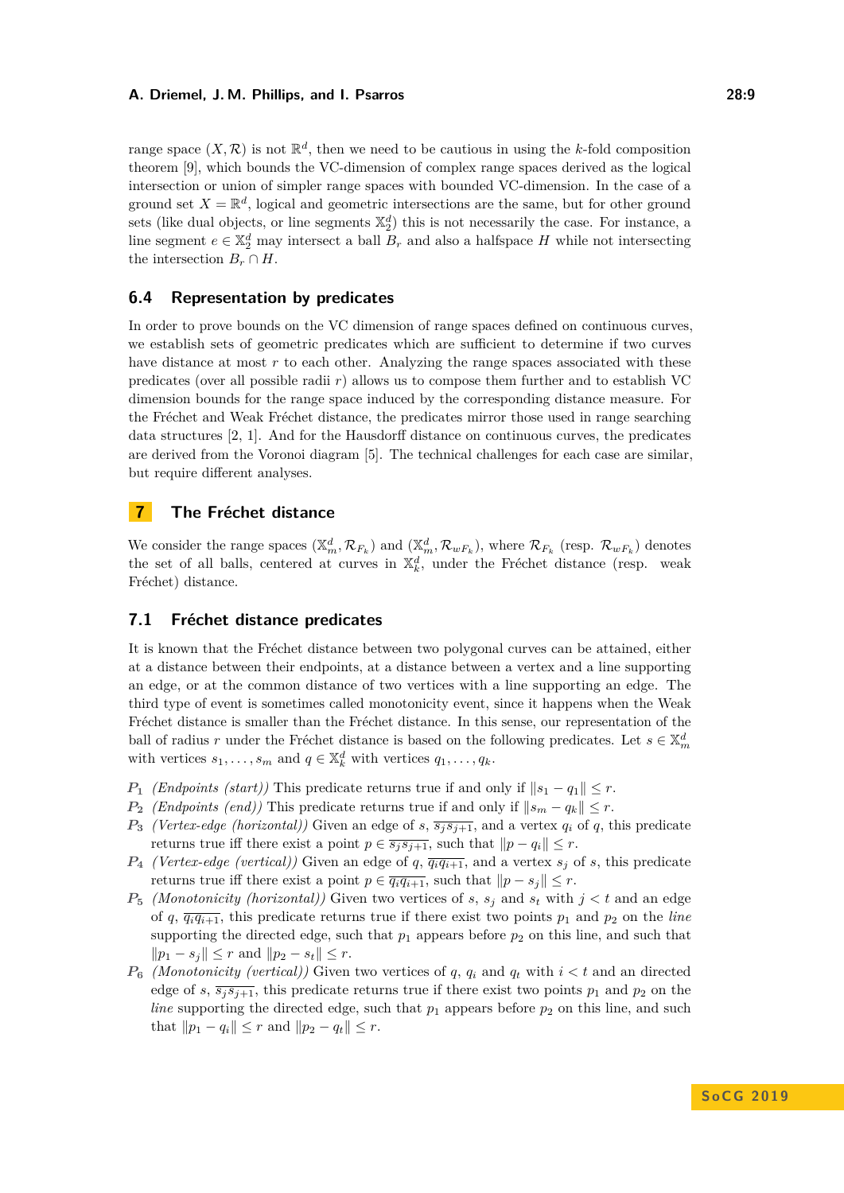range space $(X, \mathcal{R})$ is not $\mathbb{R}^d$, then we need to be cautious in using the $k$-fold composition theorem [9], which bounds the VC-dimension of complex range spaces derived as the logical intersection or union of simpler range spaces with bounded VC-dimension. In the case of a ground set $X = \mathbb{R}^d$, logical and geometric intersections are the same, but for other ground sets (like dual objects, or line segments $\mathbb{X}_2^d$) this is not necessarily the case. For instance, a line segment $e \in \mathbb{X}_2^d$ may intersect a ball $B_r$ and also a halfspace $H$ while not intersecting the intersection $B_r \cap H$.

### 6.4 Representation by predicates

In order to prove bounds on the VC dimension of range spaces defined on continuous curves, we establish sets of geometric predicates which are sufficient to determine if two curves have distance at most $r$ to each other. Analyzing the range spaces associated with these predicates (over all possible radii $r$) allows us to compose them further and to establish VC dimension bounds for the range space induced by the corresponding distance measure. For the Fréchet and Weak Fréchet distance, the predicates mirror those used in range searching data structures [2, 1]. And for the Hausdorff distance on continuous curves, the predicates are derived from the Voronoi diagram [5]. The technical challenges for each case are similar, but require different analyses.

## 7 The Fréchet distance

We consider the range spaces $(\mathbb{X}_m^d, \mathcal{R}_{F_k})$ and $(\mathbb{X}_m^d, \mathcal{R}_{wF_k})$, where $\mathcal{R}_{F_k}$ (resp. $\mathcal{R}_{wF_k}$) denotes the set of all balls, centered at curves in $\mathbb{X}_k^d$, under the Fréchet distance (resp. weak Fréchet) distance.

### 7.1 Fréchet distance predicates

It is known that the Fréchet distance between two polygonal curves can be attained, either at a distance between their endpoints, at a distance between a vertex and a line supporting an edge, or at the common distance of two vertices with a line supporting an edge. The third type of event is sometimes called monotonicity event, since it happens when the Weak Fréchet distance is smaller than the Fréchet distance. In this sense, our representation of the ball of radius $r$ under the Fréchet distance is based on the following predicates. Let $s \in \mathbb{X}_m^d$ with vertices $s_1, \ldots, s_m$ and $q \in \mathbb{X}_k^d$ with vertices $q_1, \ldots, q_k$.

- $P_1$ *(Endpoints (start))* This predicate returns true if and only if $\|s_1 - q_1\| \le r$.
- $P_2$ *(Endpoints (end))* This predicate returns true if and only if $\|s_m - q_k\| \le r$.
- $P_3$ *(Vertex-edge (horizontal))* Given an edge of $s$, $\overline{s_j s_{j+1}}$, and a vertex $q_i$ of $q$, this predicate returns true iff there exist a point $p \in \overline{s_j s_{j+1}}$, such that $\|p - q_i\| \le r$.
- $P_4$ *(Vertex-edge (vertical))* Given an edge of $q$, $\overline{q_i q_{i+1}}$, and a vertex $s_j$ of $s$, this predicate returns true iff there exist a point $p \in \overline{q_i q_{i+1}}$, such that $\|p - s_j\| \le r$.
- $P_5$ *(Monotonicity (horizontal))* Given two vertices of $s$, $s_j$ and $s_t$ with $j < t$ and an edge of $q$, $\overline{q_i q_{i+1}}$, this predicate returns true if there exist two points $p_1$ and $p_2$ on the *line* supporting the directed edge, such that $p_1$ appears before $p_2$ on this line, and such that $\|p_1 - s_j\| \le r$ and $\|p_2 - s_t\| \le r$.
- $P_6$ *(Monotonicity (vertical))* Given two vertices of $q$, $q_i$ and $q_t$ with $i < t$ and an directed edge of $s$, $\overline{s_j s_{j+1}}$, this predicate returns true if there exist two points $p_1$ and $p_2$ on the *line* supporting the directed edge, such that $p_1$ appears before $p_2$ on this line, and such that $\|p_1 - q_i\| \le r$ and $\|p_2 - q_t\| \le r$.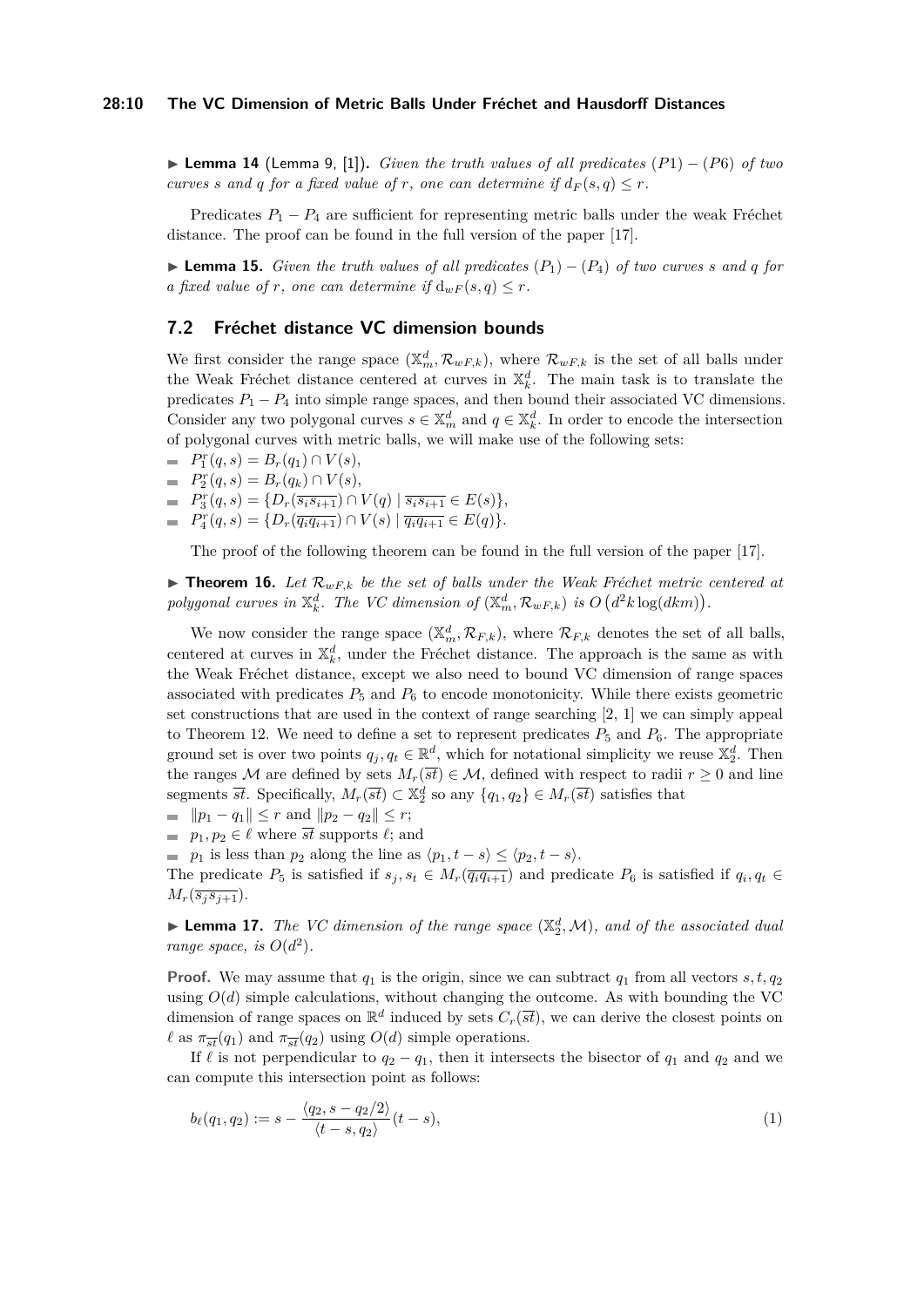▶ **Lemma 14** (Lemma 9, [1]). *Given the truth values of all predicates* $(P1) - (P6)$ *of two curves* $s$ *and* $q$ *for a fixed value of* $r$*, one can determine if* $d_F(s,q) \leq r$.

Predicates $P_1 - P_4$ are sufficient for representing metric balls under the weak Fréchet distance. The proof can be found in the full version of the paper [17].

▶ **Lemma 15.** *Given the truth values of all predicates* $(P_1) - (P_4)$ *of two curves* $s$ *and* $q$ *for a fixed value of* $r$*, one can determine if* $\mathrm{d}_{wF}(s,q) \leq r$.

## 7.2 Fréchet distance VC dimension bounds

We first consider the range space $(\mathbb{X}_m^d, \mathcal{R}_{wF,k})$, where $\mathcal{R}_{wF,k}$ is the set of all balls under the Weak Fréchet distance centered at curves in $\mathbb{X}_k^d$. The main task is to translate the predicates $P_1 - P_4$ into simple range spaces, and then bound their associated VC dimensions. Consider any two polygonal curves $s \in \mathbb{X}_m^d$ and $q \in \mathbb{X}_k^d$. In order to encode the intersection of polygonal curves with metric balls, we will make use of the following sets:

- $P_1^r(q,s) = B_r(q_1) \cap V(s)$,
- $P_2^r(q,s) = B_r(q_k) \cap V(s)$,
- $P_3^r(q,s) = \{D_r(\overline{s_i s_{i+1}}) \cap V(q) \mid \overline{s_i s_{i+1}} \in E(s)\}$,
- $P_4^r(q,s) = \{D_r(\overline{q_i q_{i+1}}) \cap V(s) \mid \overline{q_i q_{i+1}} \in E(q)\}$.

The proof of the following theorem can be found in the full version of the paper [17].

▶ **Theorem 16.** *Let* $\mathcal{R}_{wF,k}$ *be the set of balls under the Weak Fréchet metric centered at polygonal curves in* $\mathbb{X}_k^d$*. The VC dimension of* $(\mathbb{X}_m^d, \mathcal{R}_{wF,k})$ *is* $O\big(d^2 k \log(dkm)\big)$.

We now consider the range space $(\mathbb{X}_m^d, \mathcal{R}_{F,k})$, where $\mathcal{R}_{F,k}$ denotes the set of all balls, centered at curves in $\mathbb{X}_k^d$, under the Fréchet distance. The approach is the same as with the Weak Fréchet distance, except we also need to bound VC dimension of range spaces associated with predicates $P_5$ and $P_6$ to encode monotonicity. While there exists geometric set constructions that are used in the context of range searching [2, 1] we can simply appeal to Theorem 12. We need to define a set to represent predicates $P_5$ and $P_6$. The appropriate ground set is over two points $q_j, q_t \in \mathbb{R}^d$, which for notational simplicity we reuse $\mathbb{X}_2^d$. Then the ranges $\mathcal{M}$ are defined by sets $M_r(\overline{st}) \in \mathcal{M}$, defined with respect to radii $r \geq 0$ and line segments $\overline{st}$. Specifically, $M_r(\overline{st}) \subset \mathbb{X}_2^d$ so any $\{q_1, q_2\} \in M_r(\overline{st})$ satisfies that

- $\|p_1 - q_1\| \leq r$ and $\|p_2 - q_2\| \leq r$;
- $p_1, p_2 \in \ell$ where $\overline{st}$ supports $\ell$; and
- $p_1$ is less than $p_2$ along the line as $\langle p_1, t - s\rangle \leq \langle p_2, t - s\rangle$.

The predicate $P_5$ is satisfied if $s_j, s_t \in M_r(\overline{q_i q_{i+1}})$ and predicate $P_6$ is satisfied if $q_i, q_t \in M_r(\overline{s_j s_{j+1}})$.

▶ **Lemma 17.** *The VC dimension of the range space* $(\mathbb{X}_2^d, \mathcal{M})$*, and of the associated dual range space, is* $O(d^2)$.

**Proof.** We may assume that $q_1$ is the origin, since we can subtract $q_1$ from all vectors $s, t, q_2$ using $O(d)$ simple calculations, without changing the outcome. As with bounding the VC dimension of range spaces on $\mathbb{R}^d$ induced by sets $C_r(\overline{st})$, we can derive the closest points on $\ell$ as $\pi_{\overline{st}}(q_1)$ and $\pi_{\overline{st}}(q_2)$ using $O(d)$ simple operations.

If $\ell$ is not perpendicular to $q_2 - q_1$, then it intersects the bisector of $q_1$ and $q_2$ and we can compute this intersection point as follows:

$$b_\ell(q_1, q_2) := s - \frac{\langle q_2, s - q_2/2\rangle}{\langle t - s, q_2\rangle}(t - s), \tag{1}$$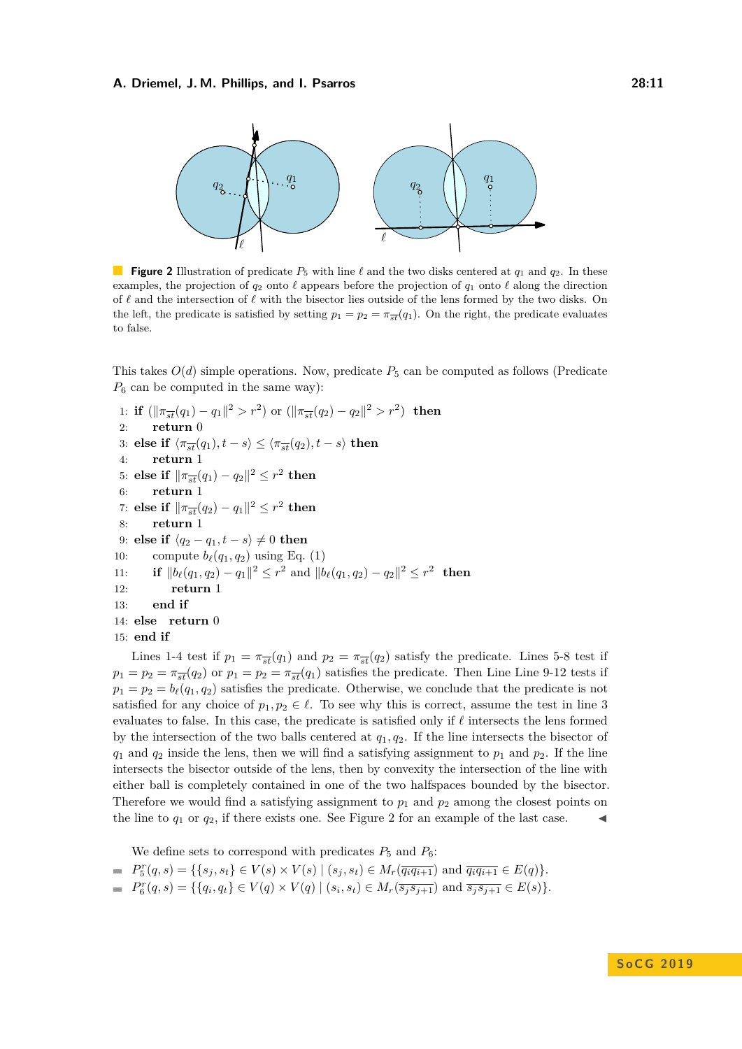**Figure 2** Illustration of predicate $P_5$ with line $\ell$ and the two disks centered at $q_1$ and $q_2$. In these examples, the projection of $q_2$ onto $\ell$ appears before the projection of $q_1$ onto $\ell$ along the direction of $\ell$ and the intersection of $\ell$ with the bisector lies outside of the lens formed by the two disks. On the left, the predicate is satisfied by setting $p_1 = p_2 = \pi_{\overline{st}}(q_1)$. On the right, the predicate evaluates to false.

This takes $O(d)$ simple operations. Now, predicate $P_5$ can be computed as follows (Predicate $P_6$ can be computed in the same way):

1: **if** $(\|\pi_{\overline{st}}(q_1) - q_1\|^2 > r^2)$ or $(\|\pi_{\overline{st}}(q_2) - q_2\|^2 > r^2)$ **then**
2: &nbsp;&nbsp;&nbsp;&nbsp;**return** 0
3: **else if** $\langle \pi_{\overline{st}}(q_1), t - s\rangle \leq \langle \pi_{\overline{st}}(q_2), t - s\rangle$ **then**
4: &nbsp;&nbsp;&nbsp;&nbsp;**return** 1
5: **else if** $\|\pi_{\overline{st}}(q_1) - q_2\|^2 \leq r^2$ **then**
6: &nbsp;&nbsp;&nbsp;&nbsp;**return** 1
7: **else if** $\|\pi_{\overline{st}}(q_2) - q_1\|^2 \leq r^2$ **then**
8: &nbsp;&nbsp;&nbsp;&nbsp;**return** 1
9: **else if** $\langle q_2 - q_1, t - s\rangle \neq 0$ **then**
10: &nbsp;&nbsp;&nbsp;&nbsp;compute $b_\ell(q_1, q_2)$ using Eq. (1)
11: &nbsp;&nbsp;&nbsp;&nbsp;**if** $\|b_\ell(q_1, q_2) - q_1\|^2 \leq r^2$ and $\|b_\ell(q_1, q_2) - q_2\|^2 \leq r^2$ **then**
12: &nbsp;&nbsp;&nbsp;&nbsp;&nbsp;&nbsp;&nbsp;&nbsp;**return** 1
13: &nbsp;&nbsp;&nbsp;&nbsp;**end if**
14: **else** **return** 0
15: **end if**

Lines 1-4 test if $p_1 = \pi_{\overline{st}}(q_1)$ and $p_2 = \pi_{\overline{st}}(q_2)$ satisfy the predicate. Lines 5-8 test if $p_1 = p_2 = \pi_{\overline{st}}(q_2)$ or $p_1 = p_2 = \pi_{\overline{st}}(q_1)$ satisfies the predicate. Then Line Line 9-12 tests if $p_1 = p_2 = b_\ell(q_1, q_2)$ satisfies the predicate. Otherwise, we conclude that the predicate is not satisfied for any choice of $p_1, p_2 \in \ell$. To see why this is correct, assume the test in line 3 evaluates to false. In this case, the predicate is satisfied only if $\ell$ intersects the lens formed by the intersection of the two balls centered at $q_1, q_2$. If the line intersects the bisector of $q_1$ and $q_2$ inside the lens, then we will find a satisfying assignment to $p_1$ and $p_2$. If the line intersects the bisector outside of the lens, then by convexity the intersection of the line with either ball is completely contained in one of the two halfspaces bounded by the bisector. Therefore we would find a satisfying assignment to $p_1$ and $p_2$ among the closest points on the line to $q_1$ or $q_2$, if there exists one. See Figure 2 for an example of the last case. ◀

We define sets to correspond with predicates $P_5$ and $P_6$:

- $P_5^r(q, s) = \{\{s_j, s_t\} \in V(s) \times V(s) \mid (s_j, s_t) \in M_r(\overline{q_i q_{i+1}})$ and $\overline{q_i q_{i+1}} \in E(q)\}$.
- $P_6^r(q, s) = \{\{q_i, q_t\} \in V(q) \times V(q) \mid (s_i, s_t) \in M_r(\overline{s_j s_{j+1}})$ and $\overline{s_j s_{j+1}} \in E(s)\}$.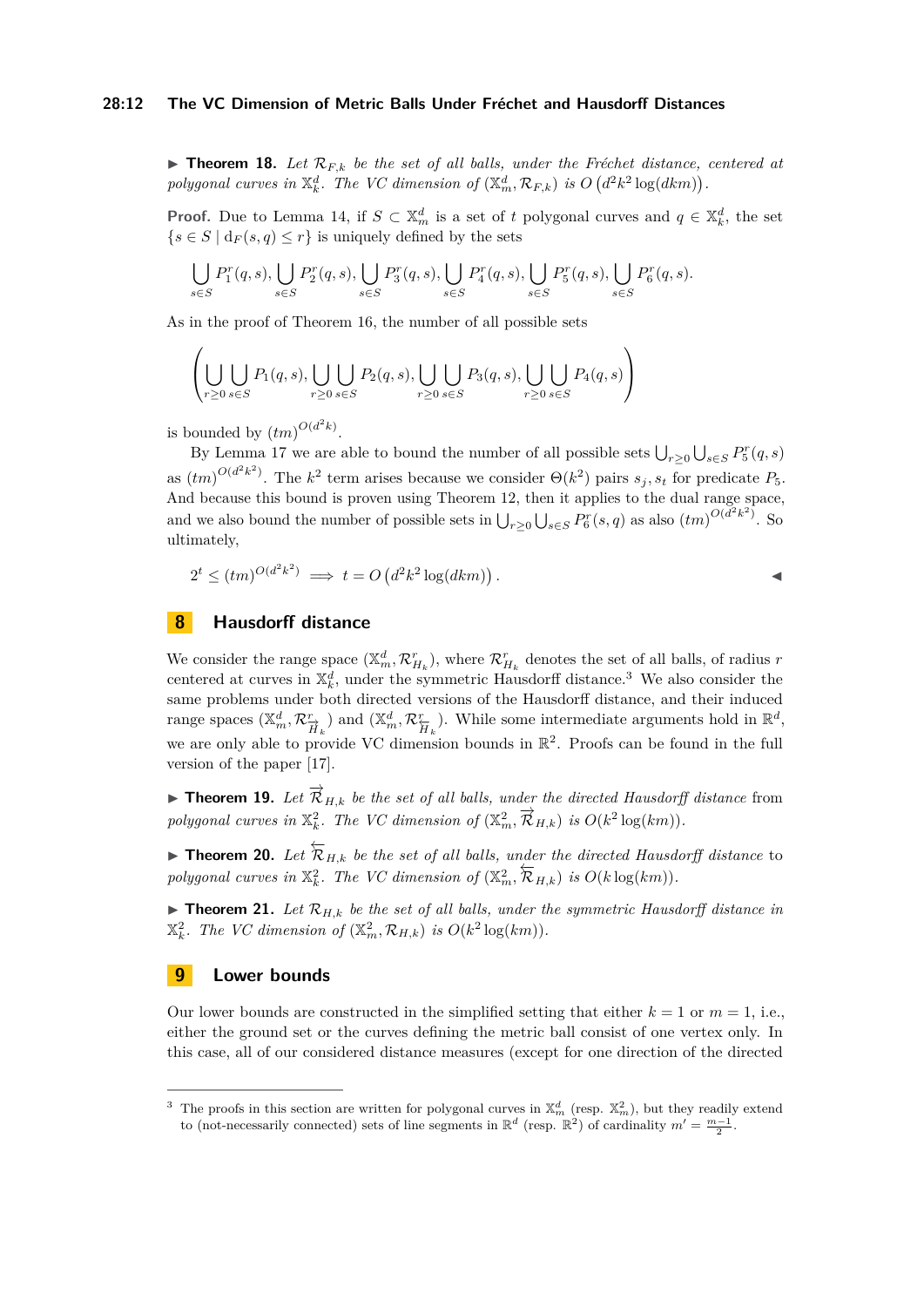**Theorem 18.** *Let $\mathcal{R}_{F,k}$ be the set of all balls, under the Fréchet distance, centered at polygonal curves in $\mathbb{X}^d_k$. The VC dimension of $(\mathbb{X}^d_m, \mathcal{R}_{F,k})$ is $O\left(d^2k^2\log(dkm)\right)$.*

**Proof.** Due to Lemma 14, if $S \subset \mathbb{X}^d_m$ is a set of $t$ polygonal curves and $q \in \mathbb{X}^d_k$, the set $\{s \in S \mid \mathrm{d}_F(s,q) \leq r\}$ is uniquely defined by the sets

$$\bigcup_{s\in S} P^r_1(q,s), \bigcup_{s\in S} P^r_2(q,s), \bigcup_{s\in S} P^r_3(q,s), \bigcup_{s\in S} P^r_4(q,s), \bigcup_{s\in S} P^r_5(q,s), \bigcup_{s\in S} P^r_6(q,s).$$

As in the proof of Theorem 16, the number of all possible sets

$$\left(\bigcup_{r\geq 0}\bigcup_{s\in S} P_1(q,s), \bigcup_{r\geq 0}\bigcup_{s\in S} P_2(q,s), \bigcup_{r\geq 0}\bigcup_{s\in S} P_3(q,s), \bigcup_{r\geq 0}\bigcup_{s\in S} P_4(q,s)\right)$$

is bounded by $(tm)^{O(d^2k)}$.

By Lemma 17 we are able to bound the number of all possible sets $\bigcup_{r\geq 0}\bigcup_{s\in S} P^r_5(q,s)$ as $(tm)^{O(d^2k^2)}$. The $k^2$ term arises because we consider $\Theta(k^2)$ pairs $s_j, s_t$ for predicate $P_5$. And because this bound is proven using Theorem 12, then it applies to the dual range space, and we also bound the number of possible sets in $\bigcup_{r\geq 0}\bigcup_{s\in S} P^r_6(s,q)$ as also $(tm)^{O(d^2k^2)}$. So ultimately,

$$2^t \leq (tm)^{O(d^2k^2)} \implies t = O\left(d^2k^2\log(dkm)\right). \qquad \blacktriangleleft$$

## 8 Hausdorff distance

We consider the range space $(\mathbb{X}^d_m, \mathcal{R}^r_{H_k})$, where $\mathcal{R}^r_{H_k}$ denotes the set of all balls, of radius $r$ centered at curves in $\mathbb{X}^d_k$, under the symmetric Hausdorff distance.[3] We also consider the same problems under both directed versions of the Hausdorff distance, and their induced range spaces $(\mathbb{X}^d_m, \mathcal{R}^r_{\overrightarrow{H}_k})$ and $(\mathbb{X}^d_m, \mathcal{R}^r_{\overleftarrow{H}_k})$. While some intermediate arguments hold in $\mathbb{R}^d$, we are only able to provide VC dimension bounds in $\mathbb{R}^2$. Proofs can be found in the full version of the paper [17].

**Theorem 19.** *Let $\overrightarrow{\mathcal{R}}_{H,k}$ be the set of all balls, under the directed Hausdorff distance* from *polygonal curves in $\mathbb{X}^2_k$. The VC dimension of $(\mathbb{X}^2_m, \overrightarrow{\mathcal{R}}_{H,k})$ is $O(k^2\log(km))$.*

**Theorem 20.** *Let $\overleftarrow{\mathcal{R}}_{H,k}$ be the set of all balls, under the directed Hausdorff distance* to *polygonal curves in $\mathbb{X}^2_k$. The VC dimension of $(\mathbb{X}^2_m, \overleftarrow{\mathcal{R}}_{H,k})$ is $O(k\log(km))$.*

**Theorem 21.** *Let $\mathcal{R}_{H,k}$ be the set of all balls, under the symmetric Hausdorff distance in $\mathbb{X}^2_k$. The VC dimension of $(\mathbb{X}^2_m, \mathcal{R}_{H,k})$ is $O(k^2\log(km))$.*

## 9 Lower bounds

Our lower bounds are constructed in the simplified setting that either $k = 1$ or $m = 1$, i.e., either the ground set or the curves defining the metric ball consist of one vertex only. In this case, all of our considered distance measures (except for one direction of the directed

[3] The proofs in this section are written for polygonal curves in $\mathbb{X}^d_m$ (resp. $\mathbb{X}^2_m$), but they readily extend to (not-necessarily connected) sets of line segments in $\mathbb{R}^d$ (resp. $\mathbb{R}^2$) of cardinality $m' = \frac{m-1}{2}$.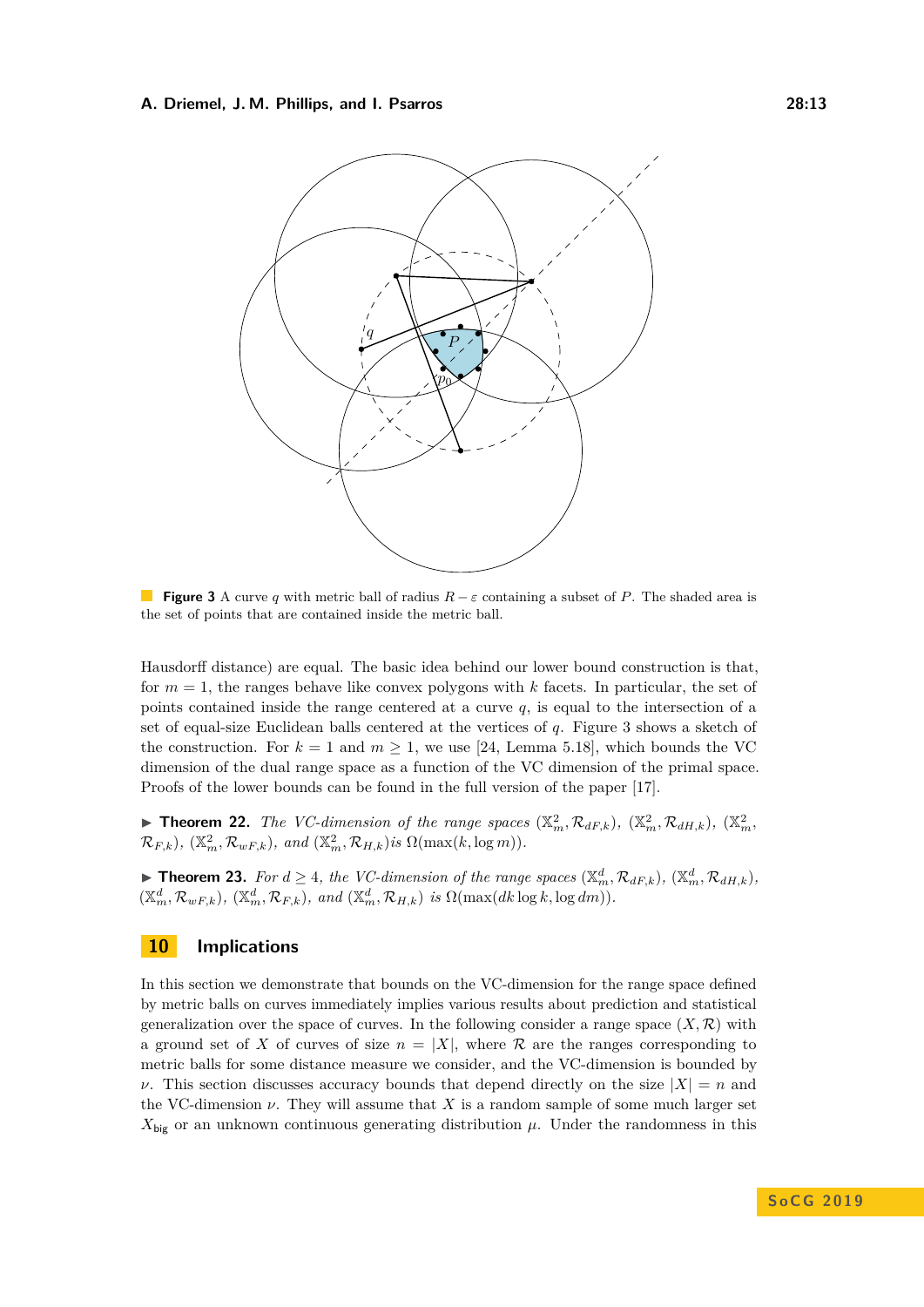**Figure 3** A curve $q$ with metric ball of radius $R - \varepsilon$ containing a subset of $P$. The shaded area is the set of points that are contained inside the metric ball.

Hausdorff distance) are equal. The basic idea behind our lower bound construction is that, for $m = 1$, the ranges behave like convex polygons with $k$ facets. In particular, the set of points contained inside the range centered at a curve $q$, is equal to the intersection of a set of equal-size Euclidean balls centered at the vertices of $q$. Figure 3 shows a sketch of the construction. For $k = 1$ and $m \geq 1$, we use [24, Lemma 5.18], which bounds the VC dimension of the dual range space as a function of the VC dimension of the primal space. Proofs of the lower bounds can be found in the full version of the paper [17].

▶ **Theorem 22.** *The VC-dimension of the range spaces* $(\mathbb{X}_m^2, \mathcal{R}_{dF,k})$*,* $(\mathbb{X}_m^2, \mathcal{R}_{dH,k})$*,* $(\mathbb{X}_m^2, \mathcal{R}_{F,k})$*,* $(\mathbb{X}_m^2, \mathcal{R}_{wF,k})$*, and* $(\mathbb{X}_m^2, \mathcal{R}_{H,k})$ *is* $\Omega(\max(k, \log m))$*.*

▶ **Theorem 23.** *For* $d \geq 4$*, the VC-dimension of the range spaces* $(\mathbb{X}_m^d, \mathcal{R}_{dF,k})$*,* $(\mathbb{X}_m^d, \mathcal{R}_{dH,k})$*,* $(\mathbb{X}_m^d, \mathcal{R}_{wF,k})$*,* $(\mathbb{X}_m^d, \mathcal{R}_{F,k})$*, and* $(\mathbb{X}_m^d, \mathcal{R}_{H,k})$ *is* $\Omega(\max(dk \log k, \log dm))$*.*

## 10 Implications

In this section we demonstrate that bounds on the VC-dimension for the range space defined by metric balls on curves immediately implies various results about prediction and statistical generalization over the space of curves. In the following consider a range space $(X, \mathcal{R})$ with a ground set of $X$ of curves of size $n = |X|$, where $\mathcal{R}$ are the ranges corresponding to metric balls for some distance measure we consider, and the VC-dimension is bounded by $\nu$. This section discusses accuracy bounds that depend directly on the size $|X| = n$ and the VC-dimension $\nu$. They will assume that $X$ is a random sample of some much larger set $X_{\mathsf{big}}$ or an unknown continuous generating distribution $\mu$. Under the randomness in this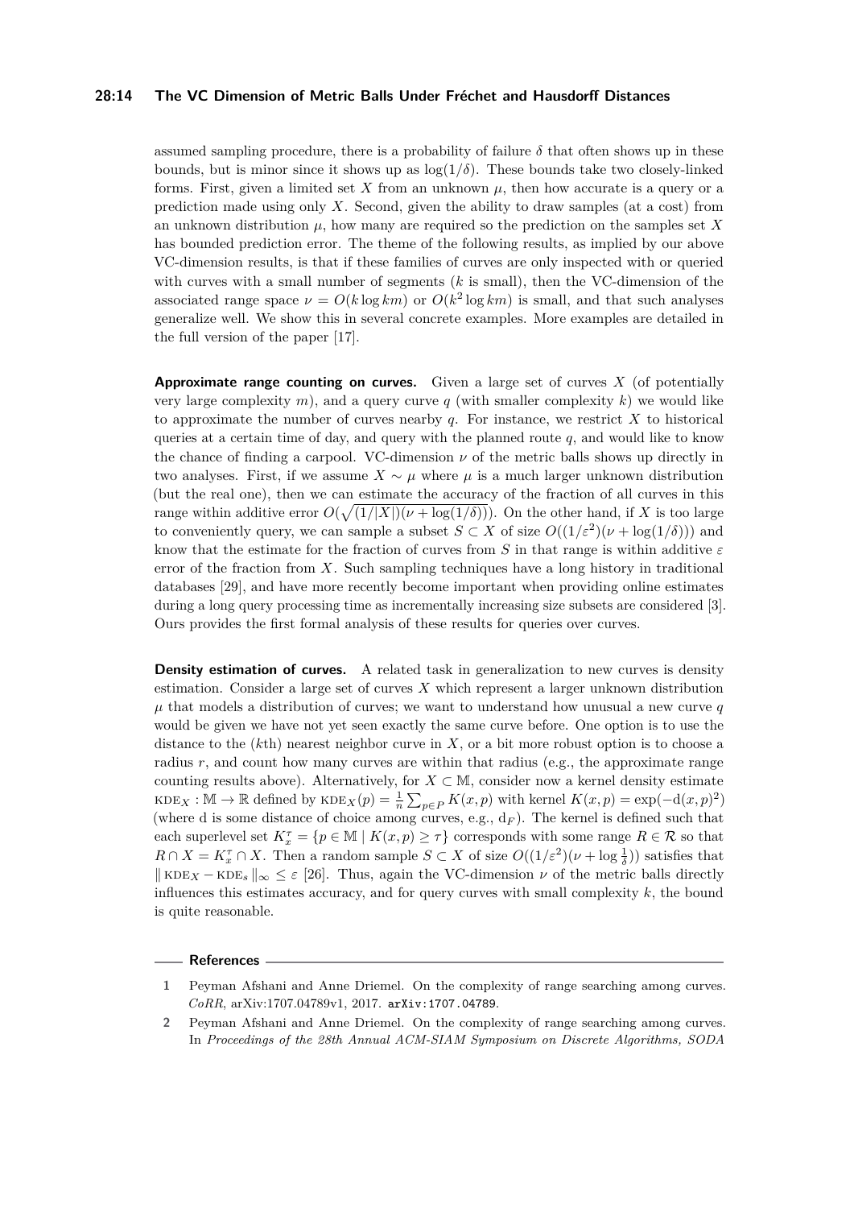assumed sampling procedure, there is a probability of failure $\delta$ that often shows up in these bounds, but is minor since it shows up as $\log(1/\delta)$. These bounds take two closely-linked forms. First, given a limited set $X$ from an unknown $\mu$, then how accurate is a query or a prediction made using only $X$. Second, given the ability to draw samples (at a cost) from an unknown distribution $\mu$, how many are required so the prediction on the samples set $X$ has bounded prediction error. The theme of the following results, as implied by our above VC-dimension results, is that if these families of curves are only inspected with or queried with curves with a small number of segments ($k$ is small), then the VC-dimension of the associated range space $\nu = O(k \log km)$ or $O(k^2 \log km)$ is small, and that such analyses generalize well. We show this in several concrete examples. More examples are detailed in the full version of the paper [17].

**Approximate range counting on curves.** Given a large set of curves $X$ (of potentially very large complexity $m$), and a query curve $q$ (with smaller complexity $k$) we would like to approximate the number of curves nearby $q$. For instance, we restrict $X$ to historical queries at a certain time of day, and query with the planned route $q$, and would like to know the chance of finding a carpool. VC-dimension $\nu$ of the metric balls shows up directly in two analyses. First, if we assume $X \sim \mu$ where $\mu$ is a much larger unknown distribution (but the real one), then we can estimate the accuracy of the fraction of all curves in this range within additive error $O(\sqrt{(1/|X|)(\nu + \log(1/\delta))})$. On the other hand, if $X$ is too large to conveniently query, we can sample a subset $S \subset X$ of size $O((1/\varepsilon^2)(\nu + \log(1/\delta)))$ and know that the estimate for the fraction of curves from $S$ in that range is within additive $\varepsilon$ error of the fraction from $X$. Such sampling techniques have a long history in traditional databases [29], and have more recently become important when providing online estimates during a long query processing time as incrementally increasing size subsets are considered [3]. Ours provides the first formal analysis of these results for queries over curves.

**Density estimation of curves.** A related task in generalization to new curves is density estimation. Consider a large set of curves $X$ which represent a larger unknown distribution $\mu$ that models a distribution of curves; we want to understand how unusual a new curve $q$ would be given we have not yet seen exactly the same curve before. One option is to use the distance to the ($k$th) nearest neighbor curve in $X$, or a bit more robust option is to choose a radius $r$, and count how many curves are within that radius (e.g., the approximate range counting results above). Alternatively, for $X \subset \mathbb{M}$, consider now a kernel density estimate $\textsc{kde}_X : \mathbb{M} \to \mathbb{R}$ defined by $\textsc{kde}_X(p) = \frac{1}{n}\sum_{p \in P} K(x,p)$ with kernel $K(x,p) = \exp(-\mathrm{d}(x,p)^2)$ (where d is some distance of choice among curves, e.g., $\mathrm{d}_F$). The kernel is defined such that each superlevel set $K_x^\tau = \{p \in \mathbb{M} \mid K(x,p) \geq \tau\}$ corresponds with some range $R \in \mathcal{R}$ so that $R \cap X = K_x^\tau \cap X$. Then a random sample $S \subset X$ of size $O((1/\varepsilon^2)(\nu + \log \frac{1}{\delta}))$ satisfies that $\| \textsc{kde}_X - \textsc{kde}_s \|_\infty \leq \varepsilon$ [26]. Thus, again the VC-dimension $\nu$ of the metric balls directly influences this estimates accuracy, and for query curves with small complexity $k$, the bound is quite reasonable.

## References

1. Peyman Afshani and Anne Driemel. On the complexity of range searching among curves. *CoRR*, arXiv:1707.04789v1, 2017. arXiv:1707.04789.
2. Peyman Afshani and Anne Driemel. On the complexity of range searching among curves. In *Proceedings of the 28th Annual ACM-SIAM Symposium on Discrete Algorithms, SODA*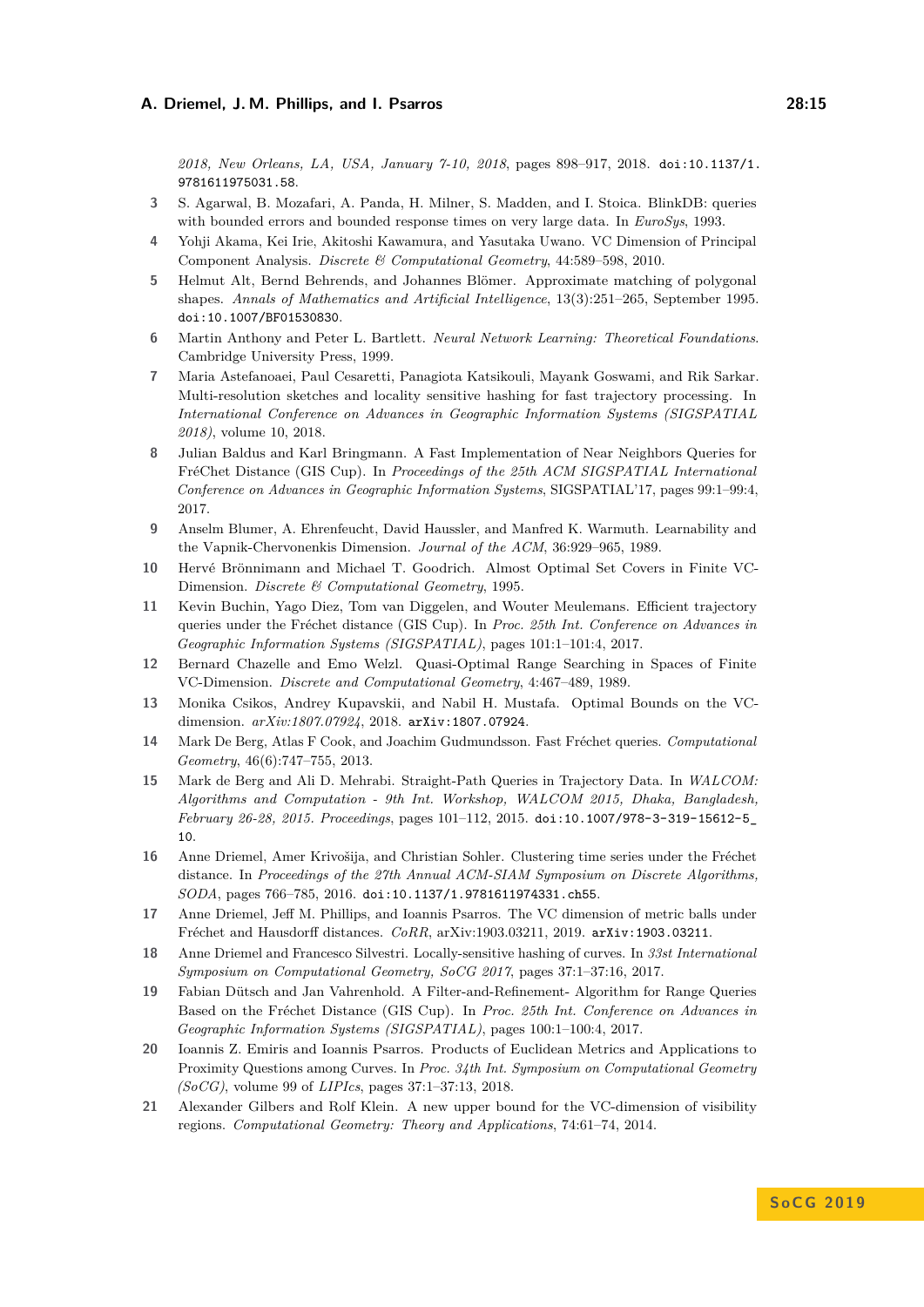*2018, New Orleans, LA, USA, January 7-10, 2018*, pages 898–917, 2018. doi:10.1137/1.9781611975031.58.

3. S. Agarwal, B. Mozafari, A. Panda, H. Milner, S. Madden, and I. Stoica. BlinkDB: queries with bounded errors and bounded response times on very large data. In *EuroSys*, 1993.
4. Yohji Akama, Kei Irie, Akitoshi Kawamura, and Yasutaka Uwano. VC Dimension of Principal Component Analysis. *Discrete & Computational Geometry*, 44:589–598, 2010.
5. Helmut Alt, Bernd Behrends, and Johannes Blömer. Approximate matching of polygonal shapes. *Annals of Mathematics and Artificial Intelligence*, 13(3):251–265, September 1995. doi:10.1007/BF01530830.
6. Martin Anthony and Peter L. Bartlett. *Neural Network Learning: Theoretical Foundations*. Cambridge University Press, 1999.
7. Maria Astefanoaei, Paul Cesaretti, Panagiota Katsikouli, Mayank Goswami, and Rik Sarkar. Multi-resolution sketches and locality sensitive hashing for fast trajectory processing. In *International Conference on Advances in Geographic Information Systems (SIGSPATIAL 2018)*, volume 10, 2018.
8. Julian Baldus and Karl Bringmann. A Fast Implementation of Near Neighbors Queries for FréChet Distance (GIS Cup). In *Proceedings of the 25th ACM SIGSPATIAL International Conference on Advances in Geographic Information Systems*, SIGSPATIAL'17, pages 99:1–99:4, 2017.
9. Anselm Blumer, A. Ehrenfeucht, David Haussler, and Manfred K. Warmuth. Learnability and the Vapnik-Chervonenkis Dimension. *Journal of the ACM*, 36:929–965, 1989.
10. Hervé Brönnimann and Michael T. Goodrich. Almost Optimal Set Covers in Finite VC-Dimension. *Discrete & Computational Geometry*, 1995.
11. Kevin Buchin, Yago Diez, Tom van Diggelen, and Wouter Meulemans. Efficient trajectory queries under the Fréchet distance (GIS Cup). In *Proc. 25th Int. Conference on Advances in Geographic Information Systems (SIGSPATIAL)*, pages 101:1–101:4, 2017.
12. Bernard Chazelle and Emo Welzl. Quasi-Optimal Range Searching in Spaces of Finite VC-Dimension. *Discrete and Computational Geometry*, 4:467–489, 1989.
13. Monika Csikos, Andrey Kupavskii, and Nabil H. Mustafa. Optimal Bounds on the VC-dimension. *arXiv:1807.07924*, 2018. arXiv:1807.07924.
14. Mark De Berg, Atlas F Cook, and Joachim Gudmundsson. Fast Fréchet queries. *Computational Geometry*, 46(6):747–755, 2013.
15. Mark de Berg and Ali D. Mehrabi. Straight-Path Queries in Trajectory Data. In *WALCOM: Algorithms and Computation - 9th Int. Workshop, WALCOM 2015, Dhaka, Bangladesh, February 26-28, 2015. Proceedings*, pages 101–112, 2015. doi:10.1007/978-3-319-15612-5_10.
16. Anne Driemel, Amer Krivošija, and Christian Sohler. Clustering time series under the Fréchet distance. In *Proceedings of the 27th Annual ACM-SIAM Symposium on Discrete Algorithms, SODA*, pages 766–785, 2016. doi:10.1137/1.9781611974331.ch55.
17. Anne Driemel, Jeff M. Phillips, and Ioannis Psarros. The VC dimension of metric balls under Fréchet and Hausdorff distances. *CoRR*, arXiv:1903.03211, 2019. arXiv:1903.03211.
18. Anne Driemel and Francesco Silvestri. Locally-sensitive hashing of curves. In *33st International Symposium on Computational Geometry, SoCG 2017*, pages 37:1–37:16, 2017.
19. Fabian Dütsch and Jan Vahrenhold. A Filter-and-Refinement- Algorithm for Range Queries Based on the Fréchet Distance (GIS Cup). In *Proc. 25th Int. Conference on Advances in Geographic Information Systems (SIGSPATIAL)*, pages 100:1–100:4, 2017.
20. Ioannis Z. Emiris and Ioannis Psarros. Products of Euclidean Metrics and Applications to Proximity Questions among Curves. In *Proc. 34th Int. Symposium on Computational Geometry (SoCG)*, volume 99 of *LIPIcs*, pages 37:1–37:13, 2018.
21. Alexander Gilbers and Rolf Klein. A new upper bound for the VC-dimension of visibility regions. *Computational Geometry: Theory and Applications*, 74:61–74, 2014.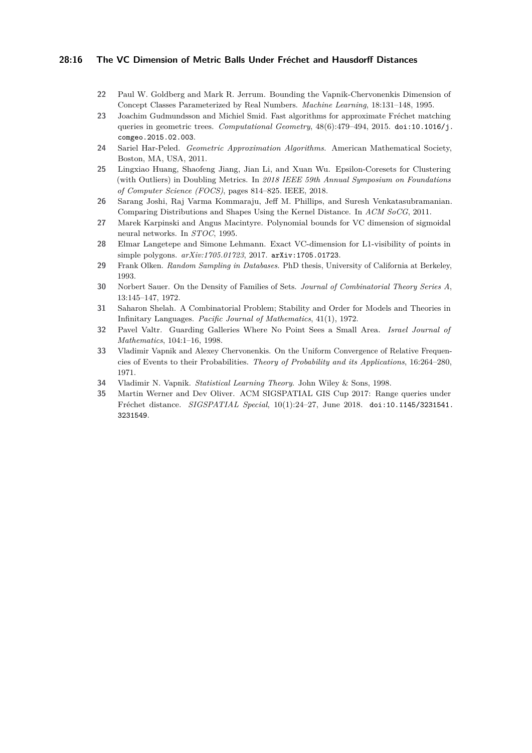22 Paul W. Goldberg and Mark R. Jerrum. Bounding the Vapnik-Chervonenkis Dimension of Concept Classes Parameterized by Real Numbers. *Machine Learning*, 18:131–148, 1995.

23 Joachim Gudmundsson and Michiel Smid. Fast algorithms for approximate Fréchet matching queries in geometric trees. *Computational Geometry*, 48(6):479–494, 2015. doi:10.1016/j.comgeo.2015.02.003.

24 Sariel Har-Peled. *Geometric Approximation Algorithms*. American Mathematical Society, Boston, MA, USA, 2011.

25 Lingxiao Huang, Shaofeng Jiang, Jian Li, and Xuan Wu. Epsilon-Coresets for Clustering (with Outliers) in Doubling Metrics. In *2018 IEEE 59th Annual Symposium on Foundations of Computer Science (FOCS)*, pages 814–825. IEEE, 2018.

26 Sarang Joshi, Raj Varma Kommaraju, Jeff M. Phillips, and Suresh Venkatasubramanian. Comparing Distributions and Shapes Using the Kernel Distance. In *ACM SoCG*, 2011.

27 Marek Karpinski and Angus Macintyre. Polynomial bounds for VC dimension of sigmoidal neural networks. In *STOC*, 1995.

28 Elmar Langetepe and Simone Lehmann. Exact VC-dimension for L1-visibility of points in simple polygons. *arXiv:1705.01723*, 2017. arXiv:1705.01723.

29 Frank Olken. *Random Sampling in Databases*. PhD thesis, University of California at Berkeley, 1993.

30 Norbert Sauer. On the Density of Families of Sets. *Journal of Combinatorial Theory Series A*, 13:145–147, 1972.

31 Saharon Shelah. A Combinatorial Problem; Stability and Order for Models and Theories in Infinitary Languages. *Pacific Journal of Mathematics*, 41(1), 1972.

32 Pavel Valtr. Guarding Galleries Where No Point Sees a Small Area. *Israel Journal of Mathematics*, 104:1–16, 1998.

33 Vladimir Vapnik and Alexey Chervonenkis. On the Uniform Convergence of Relative Frequencies of Events to their Probabilities. *Theory of Probability and its Applications*, 16:264–280, 1971.

34 Vladimir N. Vapnik. *Statistical Learning Theory*. John Wiley & Sons, 1998.

35 Martin Werner and Dev Oliver. ACM SIGSPATIAL GIS Cup 2017: Range queries under Fréchet distance. *SIGSPATIAL Special*, 10(1):24–27, June 2018. doi:10.1145/3231541.3231549.